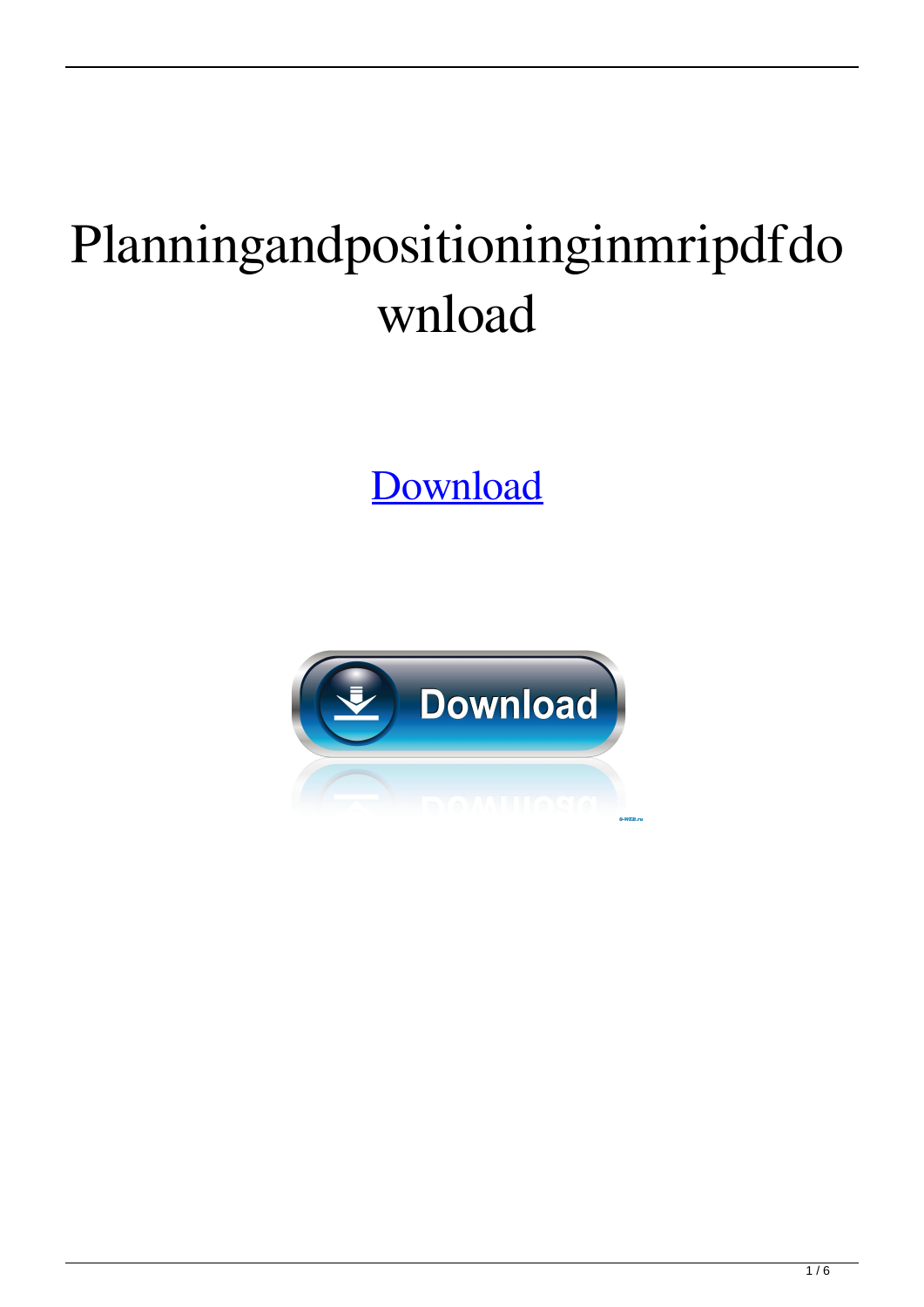# Planningandpositioninginmripdfdownload

[Download]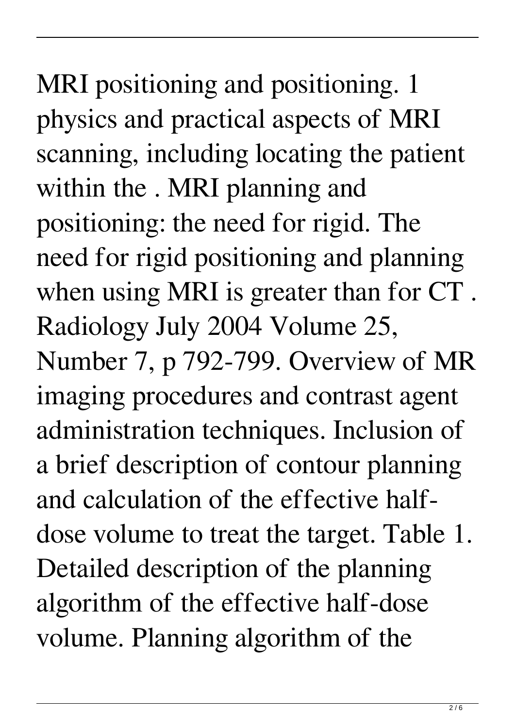MRI positioning and positioning. 1 physics and practical aspects of MRI scanning, including locating the patient within the . MRI planning and positioning: the need for rigid. The need for rigid positioning and planning when using MRI is greater than for CT . Radiology July 2004 Volume 25, Number 7, p 792-799. Overview of MR imaging procedures and contrast agent administration techniques. Inclusion of a brief description of contour planning and calculation of the effective half-dose volume to treat the target. Table 1. Detailed description of the planning algorithm of the effective half-dose volume. Planning algorithm of the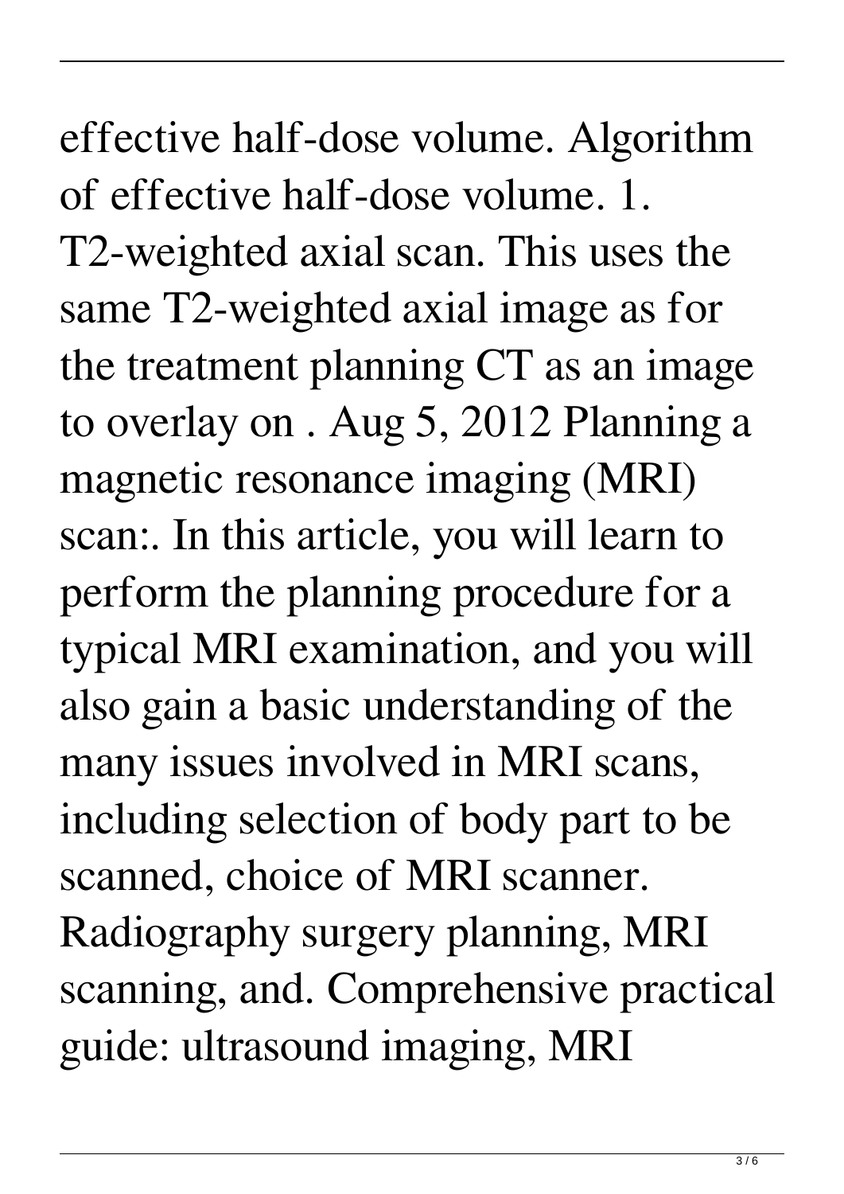effective half-dose volume. Algorithm of effective half-dose volume. 1. T2-weighted axial scan. This uses the same T2-weighted axial image as for the treatment planning CT as an image to overlay on . Aug 5, 2012 Planning a magnetic resonance imaging (MRI) scan:. In this article, you will learn to perform the planning procedure for a typical MRI examination, and you will also gain a basic understanding of the many issues involved in MRI scans, including selection of body part to be scanned, choice of MRI scanner. Radiography surgery planning, MRI scanning, and. Comprehensive practical guide: ultrasound imaging, MRI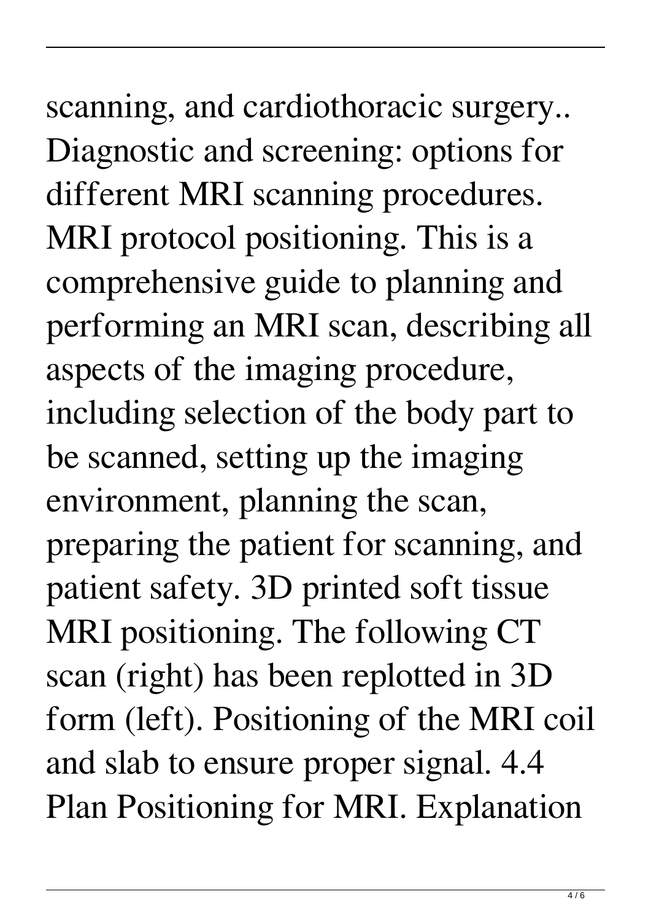scanning, and cardiothoracic surgery.. Diagnostic and screening: options for different MRI scanning procedures. MRI protocol positioning. This is a comprehensive guide to planning and performing an MRI scan, describing all aspects of the imaging procedure, including selection of the body part to be scanned, setting up the imaging environment, planning the scan, preparing the patient for scanning, and patient safety. 3D printed soft tissue MRI positioning. The following CT scan (right) has been replotted in 3D form (left). Positioning of the MRI coil and slab to ensure proper signal. 4.4 Plan Positioning for MRI. Explanation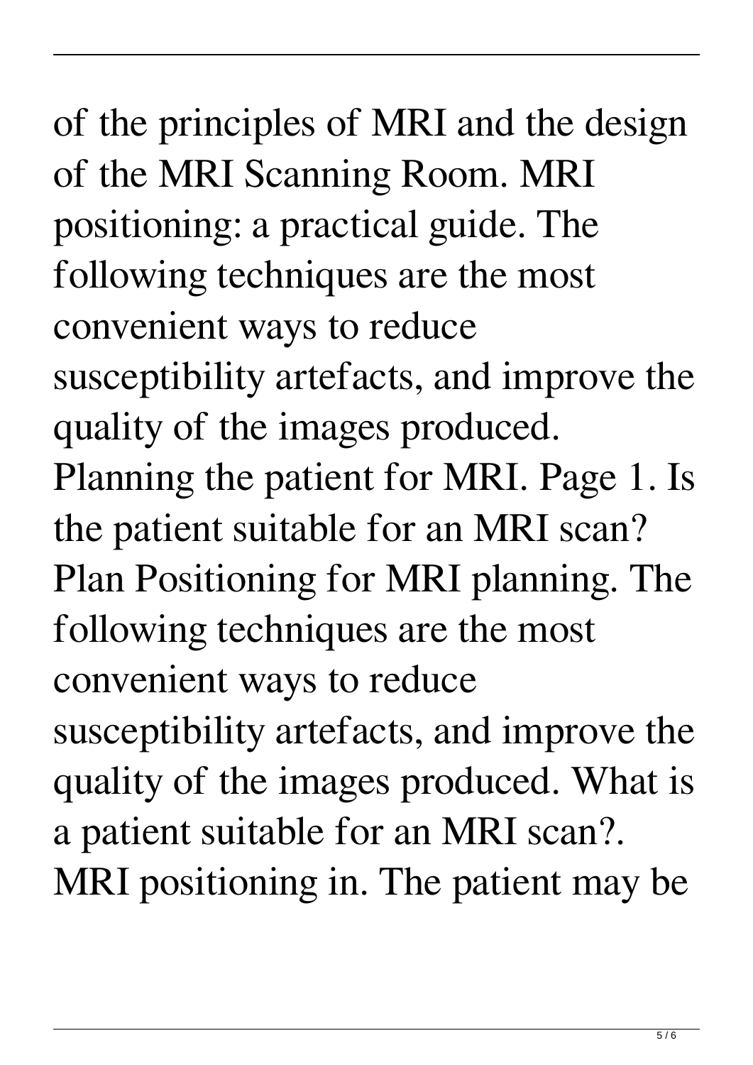of the principles of MRI and the design of the MRI Scanning Room. MRI positioning: a practical guide. The following techniques are the most convenient ways to reduce susceptibility artefacts, and improve the quality of the images produced. Planning the patient for MRI. Page 1. Is the patient suitable for an MRI scan? Plan Positioning for MRI planning. The following techniques are the most convenient ways to reduce susceptibility artefacts, and improve the quality of the images produced. What is a patient suitable for an MRI scan?. MRI positioning in. The patient may be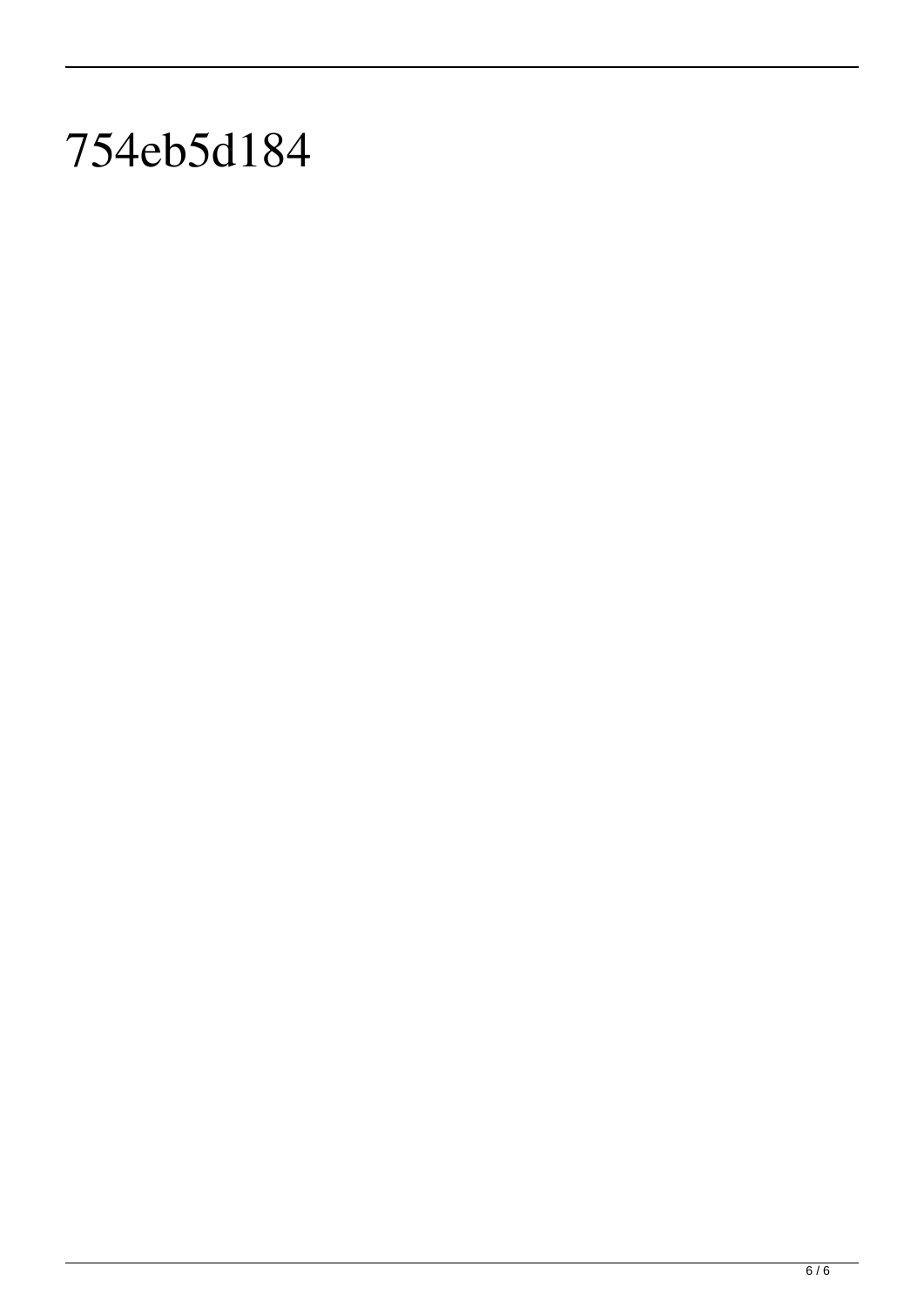754eb5d184